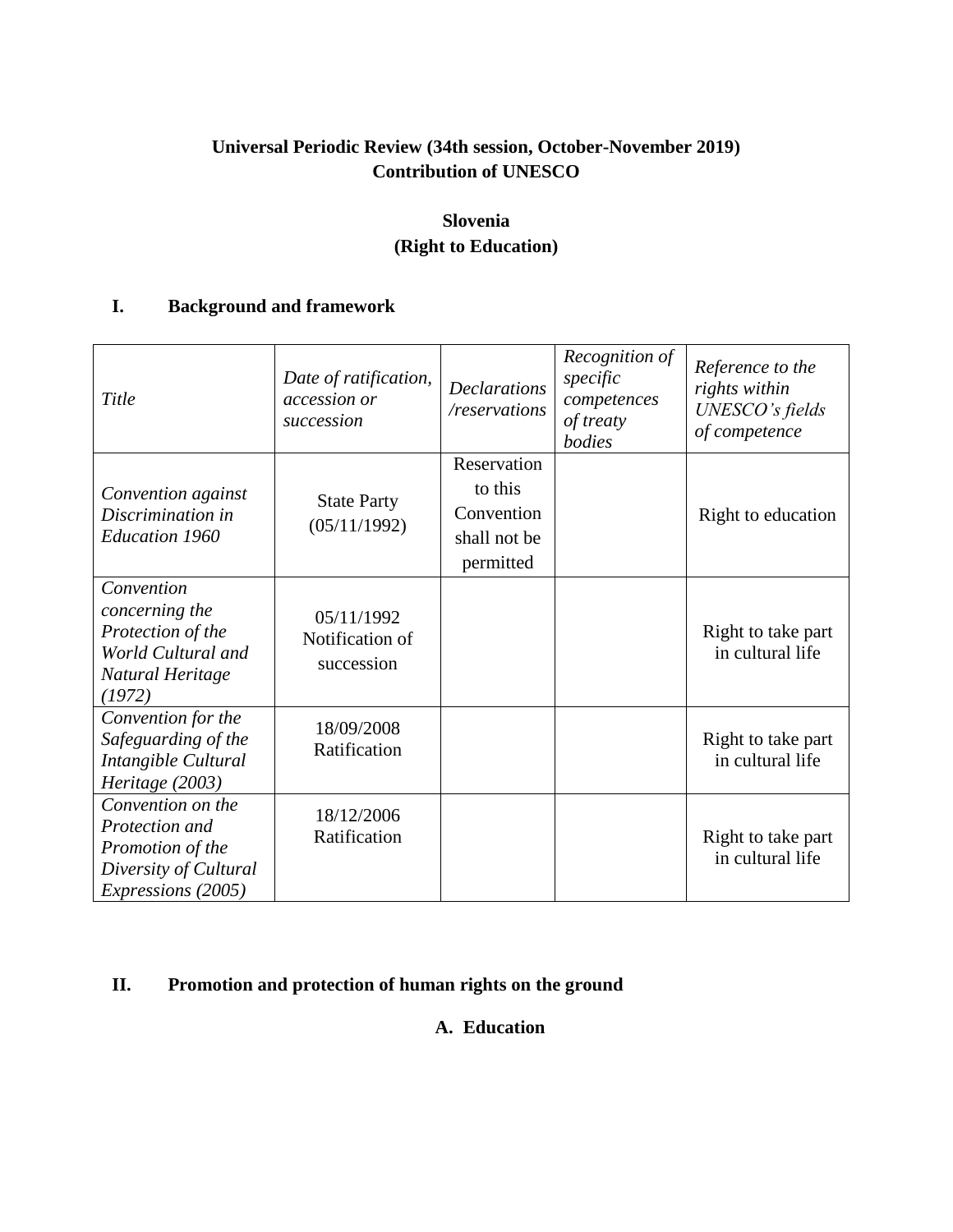**Universal Periodic Review (34th session, October-November 2019)**
**Contribution of UNESCO**

**Slovenia**
**(Right to Education)**

## I. Background and framework

| *Title* | *Date of ratification, accession or succession* | *Declarations /reservations* | *Recognition of specific competences of treaty bodies* | *Reference to the rights within UNESCO's fields of competence* |
|---|---|---|---|---|
| *Convention against Discrimination in Education 1960* | State Party (05/11/1992) | Reservation to this Convention shall not be permitted | | Right to education |
| *Convention concerning the Protection of the World Cultural and Natural Heritage (1972)* | 05/11/1992 Notification of succession | | | Right to take part in cultural life |
| *Convention for the Safeguarding of the Intangible Cultural Heritage (2003)* | 18/09/2008 Ratification | | | Right to take part in cultural life |
| *Convention on the Protection and Promotion of the Diversity of Cultural Expressions (2005)* | 18/12/2006 Ratification | | | Right to take part in cultural life |

## II. Promotion and protection of human rights on the ground

### A. Education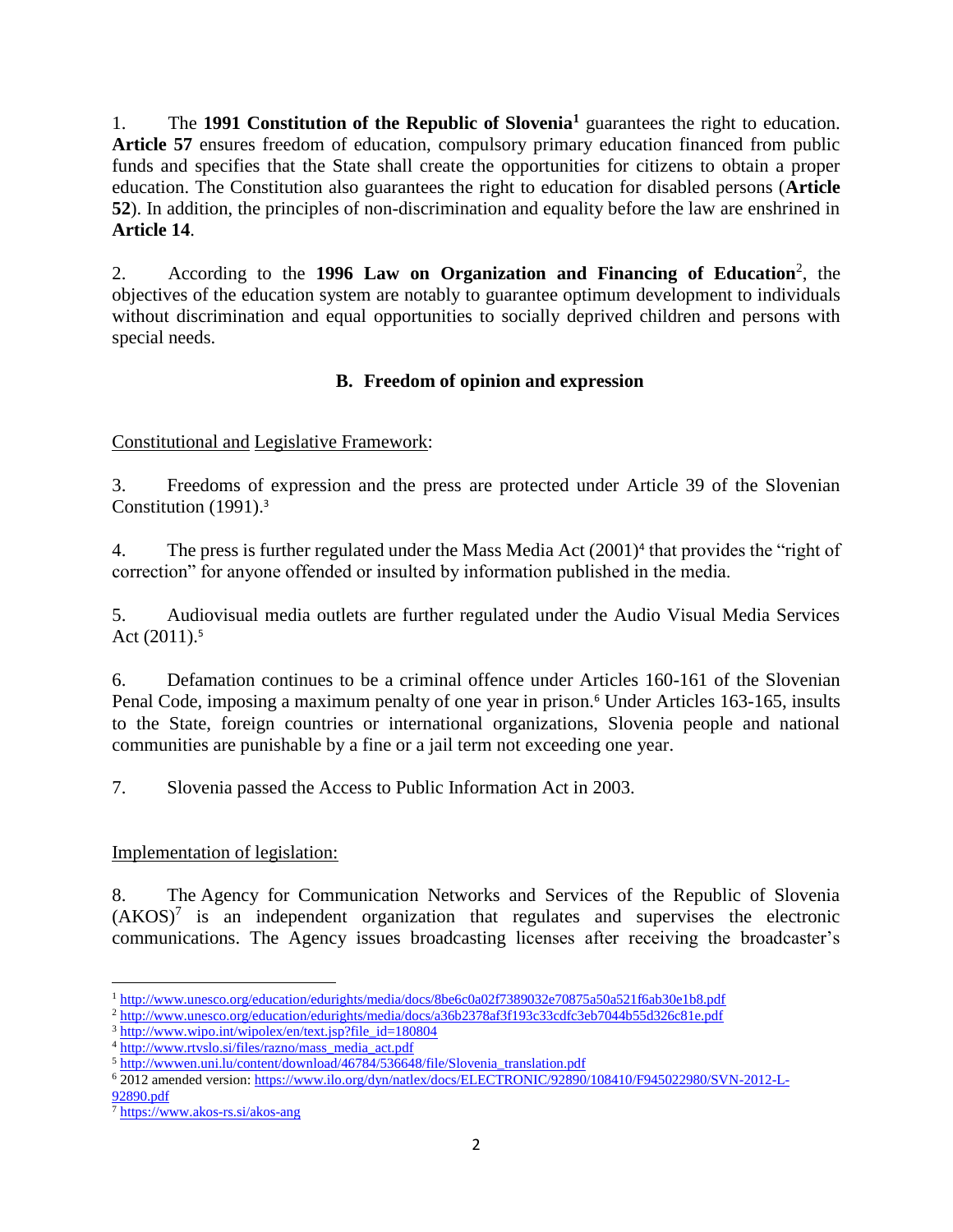1. The **1991 Constitution of the Republic of Slovenia**[1] guarantees the right to education. **Article 57** ensures freedom of education, compulsory primary education financed from public funds and specifies that the State shall create the opportunities for citizens to obtain a proper education. The Constitution also guarantees the right to education for disabled persons (**Article 52**). In addition, the principles of non-discrimination and equality before the law are enshrined in **Article 14**.

2. According to the **1996 Law on Organization and Financing of Education**[2], the objectives of the education system are notably to guarantee optimum development to individuals without discrimination and equal opportunities to socially deprived children and persons with special needs.

### B. Freedom of opinion and expression

Constitutional and Legislative Framework:

3. Freedoms of expression and the press are protected under Article 39 of the Slovenian Constitution (1991).[3]

4. The press is further regulated under the Mass Media Act (2001)[4] that provides the "right of correction" for anyone offended or insulted by information published in the media.

5. Audiovisual media outlets are further regulated under the Audio Visual Media Services Act (2011).[5]

6. Defamation continues to be a criminal offence under Articles 160-161 of the Slovenian Penal Code, imposing a maximum penalty of one year in prison.[6] Under Articles 163-165, insults to the State, foreign countries or international organizations, Slovenia people and national communities are punishable by a fine or a jail term not exceeding one year.

7. Slovenia passed the Access to Public Information Act in 2003.

Implementation of legislation:

8. The Agency for Communication Networks and Services of the Republic of Slovenia (AKOS)[7] is an independent organization that regulates and supervises the electronic communications. The Agency issues broadcasting licenses after receiving the broadcaster's

---

[1] http://www.unesco.org/education/edurights/media/docs/8be6c0a02f7389032e70875a50a521f6ab30e1b8.pdf

[2] http://www.unesco.org/education/edurights/media/docs/a36b2378af3f193c33cdfc3eb7044b55d326c81e.pdf

[3] http://www.wipo.int/wipolex/en/text.jsp?file_id=180804

[4] http://www.rtvslo.si/files/razno/mass_media_act.pdf

[5] http://wwwen.uni.lu/content/download/46784/536648/file/Slovenia_translation.pdf

[6] 2012 amended version: https://www.ilo.org/dyn/natlex/docs/ELECTRONIC/92890/108410/F945022980/SVN-2012-L-92890.pdf

[7] https://www.akos-rs.si/akos-ang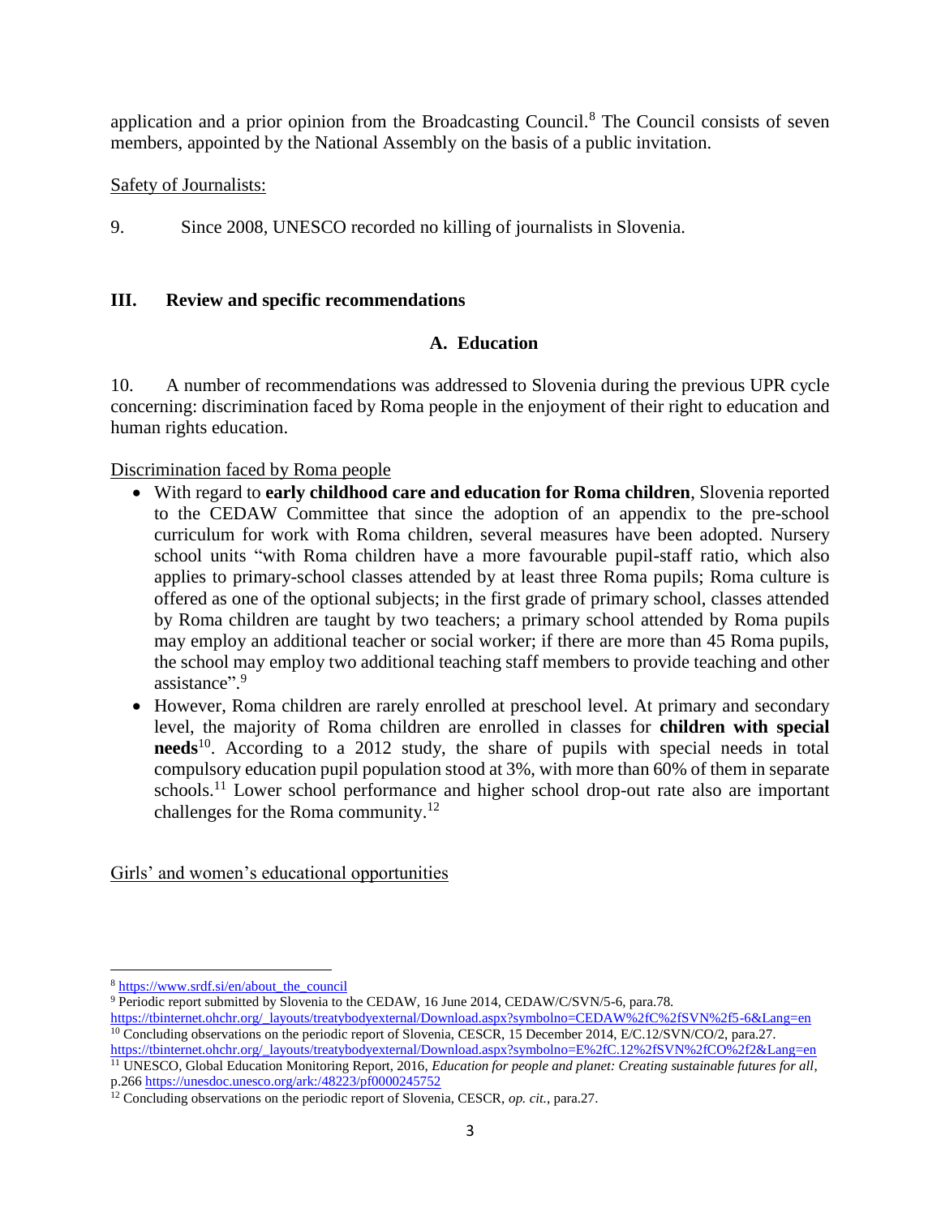application and a prior opinion from the Broadcasting Council.[8] The Council consists of seven members, appointed by the National Assembly on the basis of a public invitation.

Safety of Journalists:

9. Since 2008, UNESCO recorded no killing of journalists in Slovenia.

## III. Review and specific recommendations

### A. Education

10. A number of recommendations was addressed to Slovenia during the previous UPR cycle concerning: discrimination faced by Roma people in the enjoyment of their right to education and human rights education.

Discrimination faced by Roma people

- With regard to **early childhood care and education for Roma children**, Slovenia reported to the CEDAW Committee that since the adoption of an appendix to the pre-school curriculum for work with Roma children, several measures have been adopted. Nursery school units "with Roma children have a more favourable pupil-staff ratio, which also applies to primary-school classes attended by at least three Roma pupils; Roma culture is offered as one of the optional subjects; in the first grade of primary school, classes attended by Roma children are taught by two teachers; a primary school attended by Roma pupils may employ an additional teacher or social worker; if there are more than 45 Roma pupils, the school may employ two additional teaching staff members to provide teaching and other assistance".[9]
- However, Roma children are rarely enrolled at preschool level. At primary and secondary level, the majority of Roma children are enrolled in classes for **children with special needs**[10]. According to a 2012 study, the share of pupils with special needs in total compulsory education pupil population stood at 3%, with more than 60% of them in separate schools.[11] Lower school performance and higher school drop-out rate also are important challenges for the Roma community.[12]

Girls' and women's educational opportunities

---

[8] https://www.srdf.si/en/about_the_council

[9] Periodic report submitted by Slovenia to the CEDAW, 16 June 2014, CEDAW/C/SVN/5-6, para.78. https://tbinternet.ohchr.org/_layouts/treatybodyexternal/Download.aspx?symbolno=CEDAW%2fC%2fSVN%2f5-6&Lang=en

[10] Concluding observations on the periodic report of Slovenia, CESCR, 15 December 2014, E/C.12/SVN/CO/2, para.27. https://tbinternet.ohchr.org/_layouts/treatybodyexternal/Download.aspx?symbolno=E%2fC.12%2fSVN%2fCO%2f2&Lang=en

[11] UNESCO, Global Education Monitoring Report, 2016, *Education for people and planet: Creating sustainable futures for all*, p.266 https://unesdoc.unesco.org/ark:/48223/pf0000245752

[12] Concluding observations on the periodic report of Slovenia, CESCR, *op. cit.*, para.27.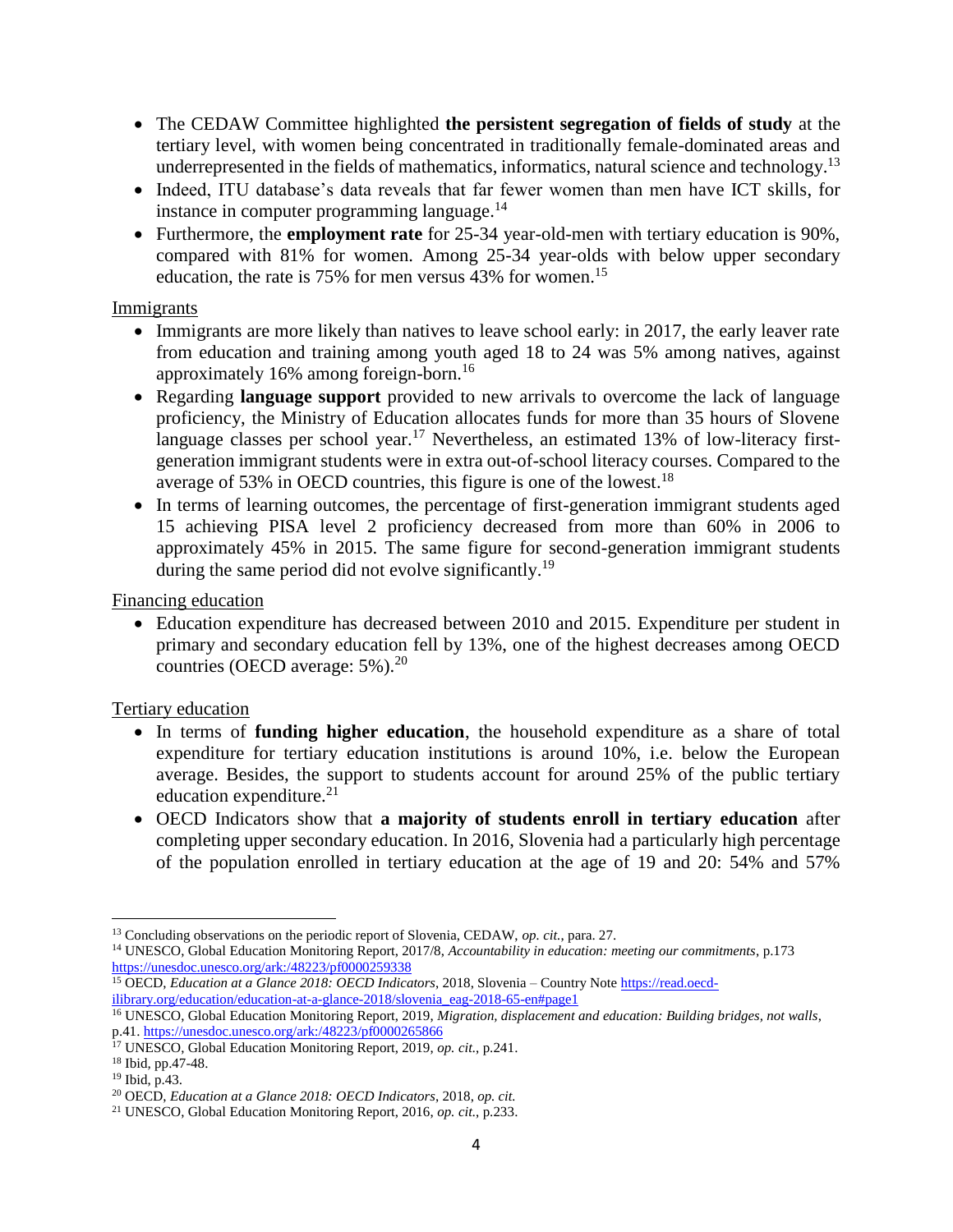- The CEDAW Committee highlighted **the persistent segregation of fields of study** at the tertiary level, with women being concentrated in traditionally female-dominated areas and underrepresented in the fields of mathematics, informatics, natural science and technology.[13]
- Indeed, ITU database's data reveals that far fewer women than men have ICT skills, for instance in computer programming language.[14]
- Furthermore, the **employment rate** for 25-34 year-old-men with tertiary education is 90%, compared with 81% for women. Among 25-34 year-olds with below upper secondary education, the rate is 75% for men versus 43% for women.[15]

<u>Immigrants</u>

- Immigrants are more likely than natives to leave school early: in 2017, the early leaver rate from education and training among youth aged 18 to 24 was 5% among natives, against approximately 16% among foreign-born.[16]
- Regarding **language support** provided to new arrivals to overcome the lack of language proficiency, the Ministry of Education allocates funds for more than 35 hours of Slovene language classes per school year.[17] Nevertheless, an estimated 13% of low-literacy first-generation immigrant students were in extra out-of-school literacy courses. Compared to the average of 53% in OECD countries, this figure is one of the lowest.[18]
- In terms of learning outcomes, the percentage of first-generation immigrant students aged 15 achieving PISA level 2 proficiency decreased from more than 60% in 2006 to approximately 45% in 2015. The same figure for second-generation immigrant students during the same period did not evolve significantly.[19]

<u>Financing education</u>

- Education expenditure has decreased between 2010 and 2015. Expenditure per student in primary and secondary education fell by 13%, one of the highest decreases among OECD countries (OECD average: 5%).[20]

<u>Tertiary education</u>

- In terms of **funding higher education**, the household expenditure as a share of total expenditure for tertiary education institutions is around 10%, i.e. below the European average. Besides, the support to students account for around 25% of the public tertiary education expenditure.[21]
- OECD Indicators show that **a majority of students enroll in tertiary education** after completing upper secondary education. In 2016, Slovenia had a particularly high percentage of the population enrolled in tertiary education at the age of 19 and 20: 54% and 57%

---

[13] Concluding observations on the periodic report of Slovenia, CEDAW, *op. cit.*, para. 27.

[14] UNESCO, Global Education Monitoring Report, 2017/8, *Accountability in education: meeting our commitments*, p.173 https://unesdoc.unesco.org/ark:/48223/pf0000259338

[15] OECD, *Education at a Glance 2018: OECD Indicators*, 2018, Slovenia – Country Note https://read.oecd-ilibrary.org/education/education-at-a-glance-2018/slovenia_eag-2018-65-en#page1

[16] UNESCO, Global Education Monitoring Report, 2019, *Migration, displacement and education: Building bridges, not walls*, p.41. https://unesdoc.unesco.org/ark:/48223/pf0000265866

[17] UNESCO, Global Education Monitoring Report, 2019, *op. cit.*, p.241.

[18] Ibid, pp.47-48.

[19] Ibid, p.43.

[20] OECD, *Education at a Glance 2018: OECD Indicators*, 2018, *op. cit.*

[21] UNESCO, Global Education Monitoring Report, 2016, *op. cit.*, p.233.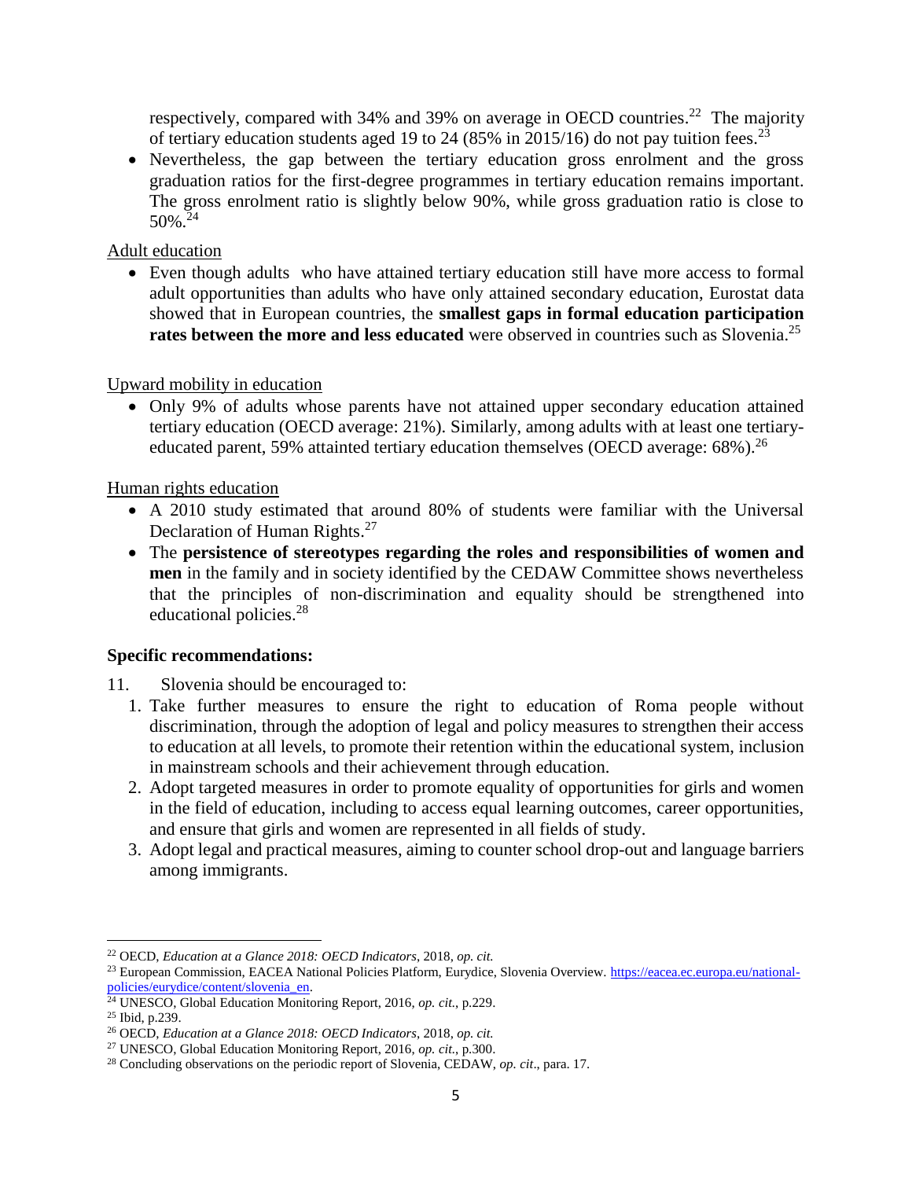respectively, compared with 34% and 39% on average in OECD countries.[22] The majority of tertiary education students aged 19 to 24 (85% in 2015/16) do not pay tuition fees.[23]

- Nevertheless, the gap between the tertiary education gross enrolment and the gross graduation ratios for the first-degree programmes in tertiary education remains important. The gross enrolment ratio is slightly below 90%, while gross graduation ratio is close to 50%.[24]

Adult education

- Even though adults who have attained tertiary education still have more access to formal adult opportunities than adults who have only attained secondary education, Eurostat data showed that in European countries, the **smallest gaps in formal education participation rates between the more and less educated** were observed in countries such as Slovenia.[25]

Upward mobility in education

- Only 9% of adults whose parents have not attained upper secondary education attained tertiary education (OECD average: 21%). Similarly, among adults with at least one tertiary-educated parent, 59% attainted tertiary education themselves (OECD average: 68%).[26]

Human rights education

- A 2010 study estimated that around 80% of students were familiar with the Universal Declaration of Human Rights.[27]
- The **persistence of stereotypes regarding the roles and responsibilities of women and men** in the family and in society identified by the CEDAW Committee shows nevertheless that the principles of non-discrimination and equality should be strengthened into educational policies.[28]

**Specific recommendations:**

11. Slovenia should be encouraged to:
    1. Take further measures to ensure the right to education of Roma people without discrimination, through the adoption of legal and policy measures to strengthen their access to education at all levels, to promote their retention within the educational system, inclusion in mainstream schools and their achievement through education.
    2. Adopt targeted measures in order to promote equality of opportunities for girls and women in the field of education, including to access equal learning outcomes, career opportunities, and ensure that girls and women are represented in all fields of study.
    3. Adopt legal and practical measures, aiming to counter school drop-out and language barriers among immigrants.

---

[22] OECD, *Education at a Glance 2018: OECD Indicators*, 2018, *op. cit.*

[23] European Commission, EACEA National Policies Platform, Eurydice, Slovenia Overview. https://eacea.ec.europa.eu/national-policies/eurydice/content/slovenia_en.

[24] UNESCO, Global Education Monitoring Report, 2016, *op. cit.*, p.229.

[25] Ibid, p.239.

[26] OECD, *Education at a Glance 2018: OECD Indicators*, 2018, *op. cit.*

[27] UNESCO, Global Education Monitoring Report, 2016, *op. cit.*, p.300.

[28] Concluding observations on the periodic report of Slovenia, CEDAW, *op. cit*., para. 17.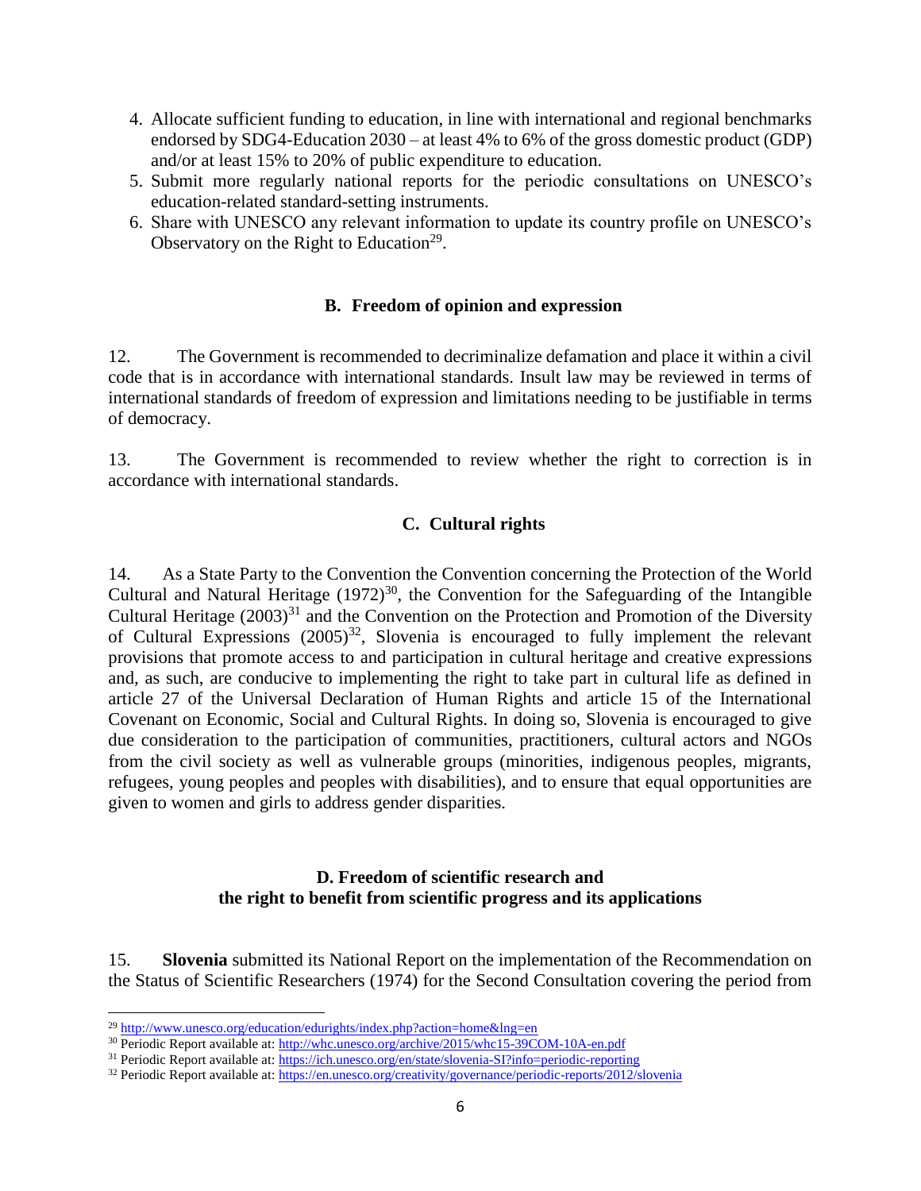4. Allocate sufficient funding to education, in line with international and regional benchmarks endorsed by SDG4-Education 2030 – at least 4% to 6% of the gross domestic product (GDP) and/or at least 15% to 20% of public expenditure to education.
5. Submit more regularly national reports for the periodic consultations on UNESCO's education-related standard-setting instruments.
6. Share with UNESCO any relevant information to update its country profile on UNESCO's Observatory on the Right to Education[29].

## B. Freedom of opinion and expression

12. The Government is recommended to decriminalize defamation and place it within a civil code that is in accordance with international standards. Insult law may be reviewed in terms of international standards of freedom of expression and limitations needing to be justifiable in terms of democracy.

13. The Government is recommended to review whether the right to correction is in accordance with international standards.

## C. Cultural rights

14. As a State Party to the Convention the Convention concerning the Protection of the World Cultural and Natural Heritage (1972)[30], the Convention for the Safeguarding of the Intangible Cultural Heritage (2003)[31] and the Convention on the Protection and Promotion of the Diversity of Cultural Expressions (2005)[32], Slovenia is encouraged to fully implement the relevant provisions that promote access to and participation in cultural heritage and creative expressions and, as such, are conducive to implementing the right to take part in cultural life as defined in article 27 of the Universal Declaration of Human Rights and article 15 of the International Covenant on Economic, Social and Cultural Rights. In doing so, Slovenia is encouraged to give due consideration to the participation of communities, practitioners, cultural actors and NGOs from the civil society as well as vulnerable groups (minorities, indigenous peoples, migrants, refugees, young peoples and peoples with disabilities), and to ensure that equal opportunities are given to women and girls to address gender disparities.

## D. Freedom of scientific research and the right to benefit from scientific progress and its applications

15. **Slovenia** submitted its National Report on the implementation of the Recommendation on the Status of Scientific Researchers (1974) for the Second Consultation covering the period from

---

[29] http://www.unesco.org/education/edurights/index.php?action=home&lng=en

[30] Periodic Report available at: http://whc.unesco.org/archive/2015/whc15-39COM-10A-en.pdf

[31] Periodic Report available at: https://ich.unesco.org/en/state/slovenia-SI?info=periodic-reporting

[32] Periodic Report available at: https://en.unesco.org/creativity/governance/periodic-reports/2012/slovenia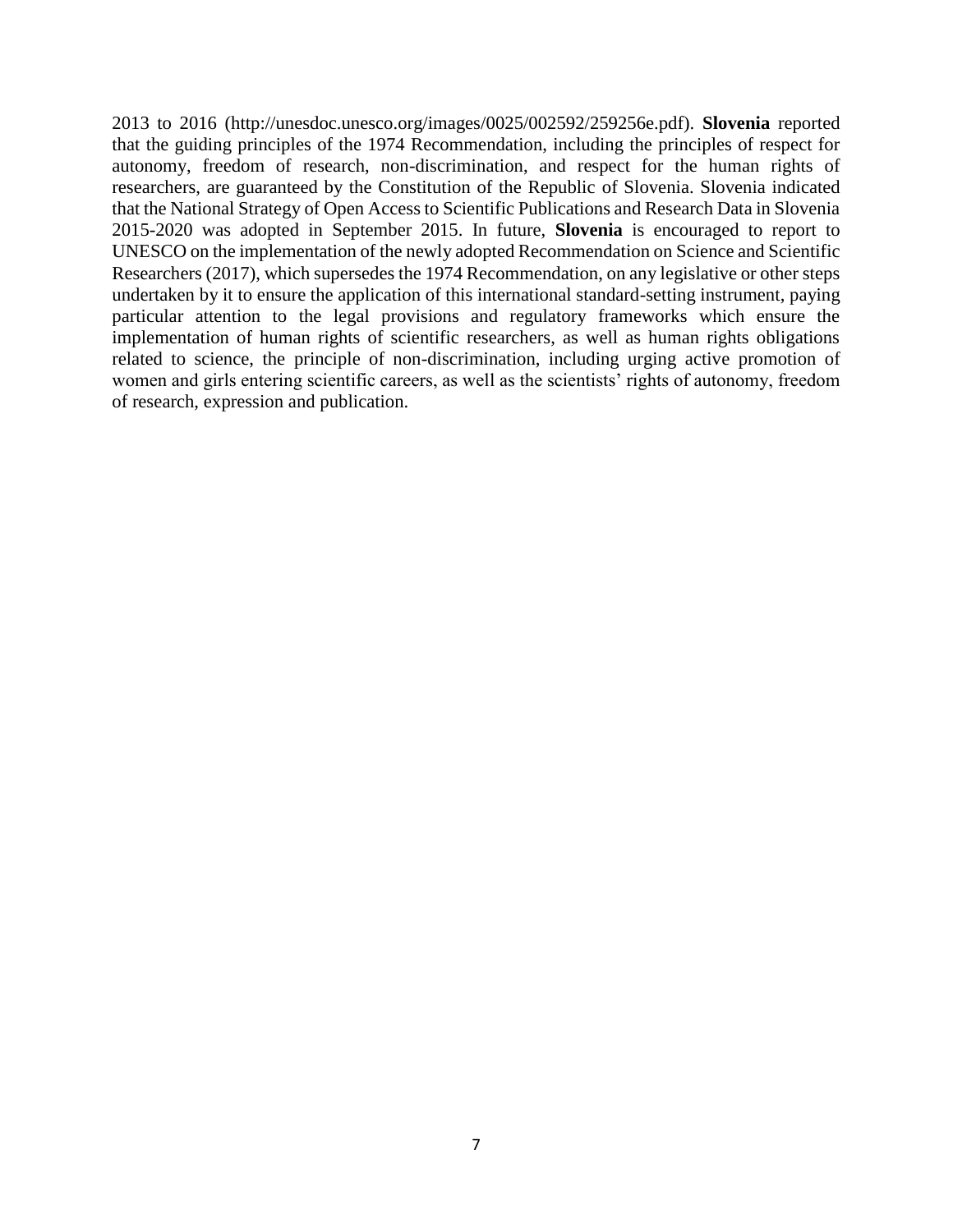2013 to 2016 (http://unesdoc.unesco.org/images/0025/002592/259256e.pdf). **Slovenia** reported that the guiding principles of the 1974 Recommendation, including the principles of respect for autonomy, freedom of research, non-discrimination, and respect for the human rights of researchers, are guaranteed by the Constitution of the Republic of Slovenia. Slovenia indicated that the National Strategy of Open Access to Scientific Publications and Research Data in Slovenia 2015-2020 was adopted in September 2015. In future, **Slovenia** is encouraged to report to UNESCO on the implementation of the newly adopted Recommendation on Science and Scientific Researchers (2017), which supersedes the 1974 Recommendation, on any legislative or other steps undertaken by it to ensure the application of this international standard-setting instrument, paying particular attention to the legal provisions and regulatory frameworks which ensure the implementation of human rights of scientific researchers, as well as human rights obligations related to science, the principle of non-discrimination, including urging active promotion of women and girls entering scientific careers, as well as the scientists' rights of autonomy, freedom of research, expression and publication.